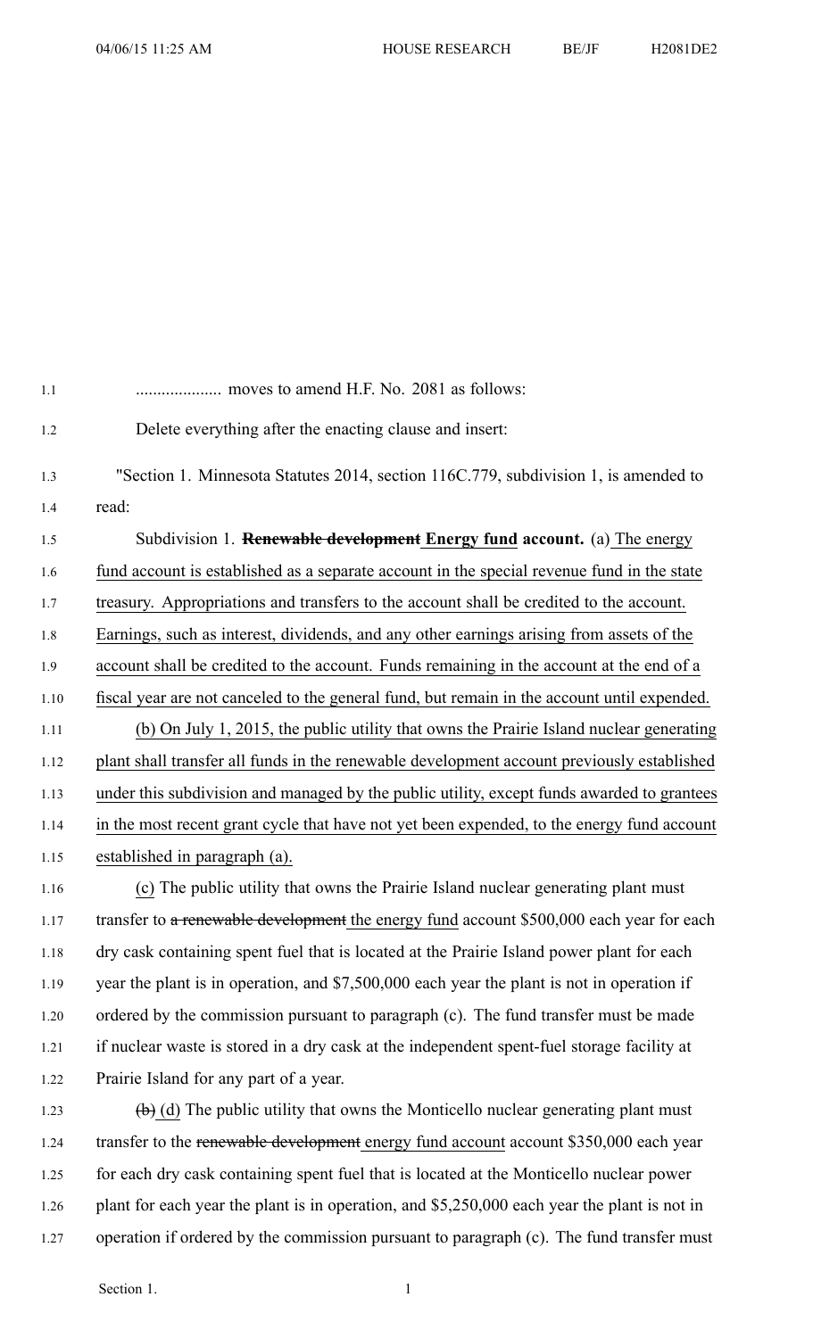.................... moves to amend H.F. No. 2081 as follows:

Delete everything after the enacting clause and insert:

"Section 1. Minnesota Statutes 2014, section 116C.779, subdivision 1, is amended to read:

Subdivision 1. ~~**Renewable development**~~ **Energy fund account.** (a) The energy fund account is established as a separate account in the special revenue fund in the state treasury. Appropriations and transfers to the account shall be credited to the account. Earnings, such as interest, dividends, and any other earnings arising from assets of the account shall be credited to the account. Funds remaining in the account at the end of a fiscal year are not canceled to the general fund, but remain in the account until expended.

(b) On July 1, 2015, the public utility that owns the Prairie Island nuclear generating plant shall transfer all funds in the renewable development account previously established under this subdivision and managed by the public utility, except funds awarded to grantees in the most recent grant cycle that have not yet been expended, to the energy fund account established in paragraph (a).

(c) The public utility that owns the Prairie Island nuclear generating plant must transfer to ~~a renewable development~~ the energy fund account $500,000 each year for each dry cask containing spent fuel that is located at the Prairie Island power plant for each year the plant is in operation, and $7,500,000 each year the plant is not in operation if ordered by the commission pursuant to paragraph (c). The fund transfer must be made if nuclear waste is stored in a dry cask at the independent spent-fuel storage facility at Prairie Island for any part of a year.

~~(b)~~ (d) The public utility that owns the Monticello nuclear generating plant must transfer to the ~~renewable development~~ energy fund account account $350,000 each year for each dry cask containing spent fuel that is located at the Monticello nuclear power plant for each year the plant is in operation, and $5,250,000 each year the plant is not in operation if ordered by the commission pursuant to paragraph (c). The fund transfer must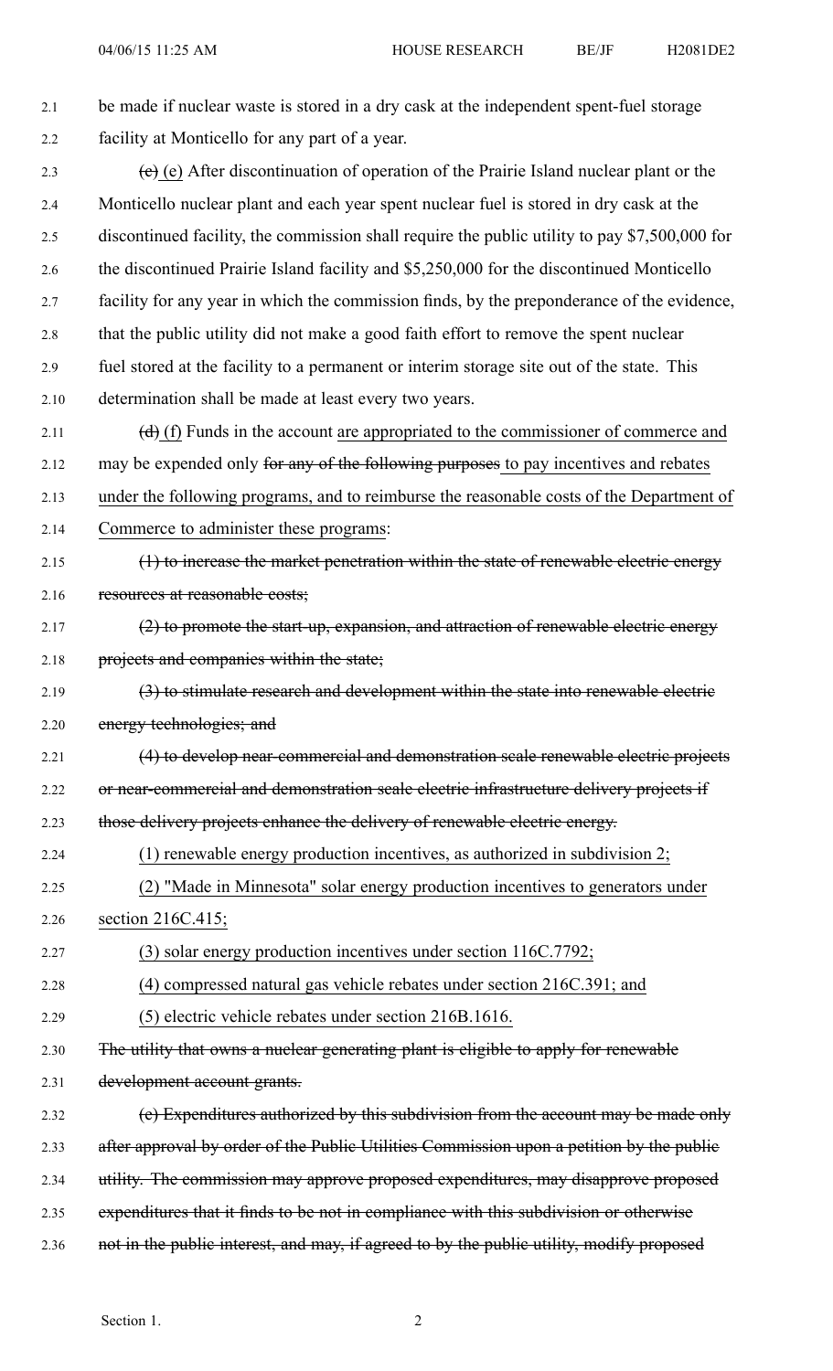be made if nuclear waste is stored in a dry cask at the independent spent-fuel storage facility at Monticello for any part of a year.

~~(c)~~ (e) After discontinuation of operation of the Prairie Island nuclear plant or the Monticello nuclear plant and each year spent nuclear fuel is stored in dry cask at the discontinued facility, the commission shall require the public utility to pay $7,500,000 for the discontinued Prairie Island facility and $5,250,000 for the discontinued Monticello facility for any year in which the commission finds, by the preponderance of the evidence, that the public utility did not make a good faith effort to remove the spent nuclear fuel stored at the facility to a permanent or interim storage site out of the state. This determination shall be made at least every two years.

~~(d)~~ (f) Funds in the account are appropriated to the commissioner of commerce and may be expended only ~~for any of the following purposes~~ to pay incentives and rebates under the following programs, and to reimburse the reasonable costs of the Department of Commerce to administer these programs:

~~(1) to increase the market penetration within the state of renewable electric energy resources at reasonable costs;~~

~~(2) to promote the start-up, expansion, and attraction of renewable electric energy projects and companies within the state;~~

~~(3) to stimulate research and development within the state into renewable electric energy technologies; and~~

~~(4) to develop near-commercial and demonstration scale renewable electric projects or near-commercial and demonstration scale electric infrastructure delivery projects if those delivery projects enhance the delivery of renewable electric energy.~~

(1) renewable energy production incentives, as authorized in subdivision 2;

(2) "Made in Minnesota" solar energy production incentives to generators under section 216C.415;

(3) solar energy production incentives under section 116C.7792;

(4) compressed natural gas vehicle rebates under section 216C.391; and

(5) electric vehicle rebates under section 216B.1616.

~~The utility that owns a nuclear generating plant is eligible to apply for renewable development account grants.~~

~~(e) Expenditures authorized by this subdivision from the account may be made only after approval by order of the Public Utilities Commission upon a petition by the public utility. The commission may approve proposed expenditures, may disapprove proposed expenditures that it finds to be not in compliance with this subdivision or otherwise not in the public interest, and may, if agreed to by the public utility, modify proposed~~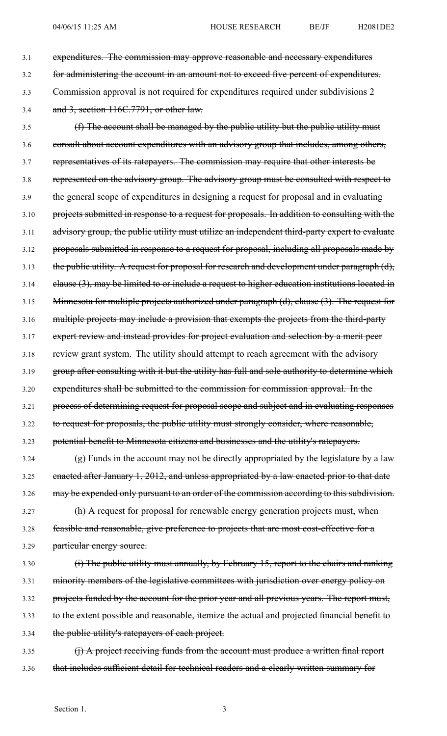~~expenditures. The commission may approve reasonable and necessary expenditures for administering the account in an amount not to exceed five percent of expenditures. Commission approval is not required for expenditures required under subdivisions 2 and 3, section 116C.7791, or other law.~~

~~(f) The account shall be managed by the public utility but the public utility must consult about account expenditures with an advisory group that includes, among others, representatives of its ratepayers. The commission may require that other interests be represented on the advisory group. The advisory group must be consulted with respect to the general scope of expenditures in designing a request for proposal and in evaluating projects submitted in response to a request for proposals. In addition to consulting with the advisory group, the public utility must utilize an independent third-party expert to evaluate proposals submitted in response to a request for proposal, including all proposals made by the public utility. A request for proposal for research and development under paragraph (d), clause (3), may be limited to or include a request to higher education institutions located in Minnesota for multiple projects authorized under paragraph (d), clause (3). The request for multiple projects may include a provision that exempts the projects from the third-party expert review and instead provides for project evaluation and selection by a merit peer review grant system. The utility should attempt to reach agreement with the advisory group after consulting with it but the utility has full and sole authority to determine which expenditures shall be submitted to the commission for commission approval. In the process of determining request for proposal scope and subject and in evaluating responses to request for proposals, the public utility must strongly consider, where reasonable, potential benefit to Minnesota citizens and businesses and the utility's ratepayers.~~

~~(g) Funds in the account may not be directly appropriated by the legislature by a law enacted after January 1, 2012, and unless appropriated by a law enacted prior to that date may be expended only pursuant to an order of the commission according to this subdivision.~~

~~(h) A request for proposal for renewable energy generation projects must, when feasible and reasonable, give preference to projects that are most cost-effective for a particular energy source.~~

~~(i) The public utility must annually, by February 15, report to the chairs and ranking minority members of the legislative committees with jurisdiction over energy policy on projects funded by the account for the prior year and all previous years. The report must, to the extent possible and reasonable, itemize the actual and projected financial benefit to the public utility's ratepayers of each project.~~

~~(j) A project receiving funds from the account must produce a written final report that includes sufficient detail for technical readers and a clearly written summary for~~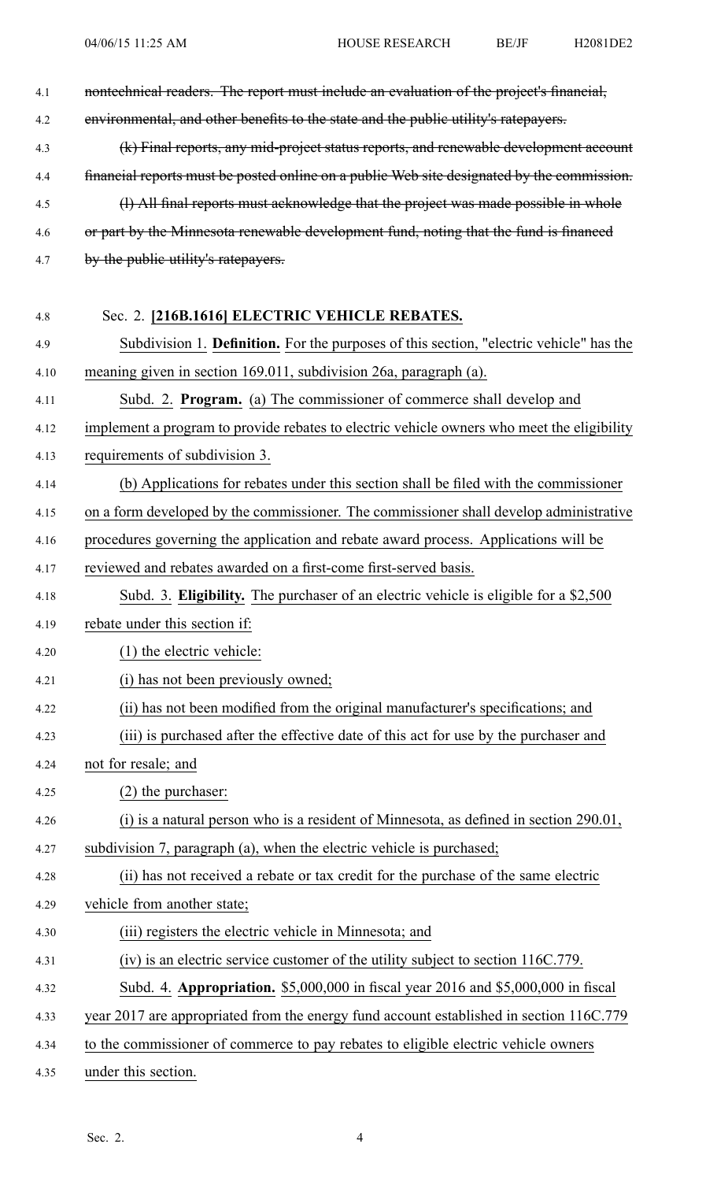~~nontechnical readers. The report must include an evaluation of the project's financial, environmental, and other benefits to the state and the public utility's ratepayers.~~

~~(k) Final reports, any mid-project status reports, and renewable development account financial reports must be posted online on a public Web site designated by the commission.~~

~~(l) All final reports must acknowledge that the project was made possible in whole or part by the Minnesota renewable development fund, noting that the fund is financed by the public utility's ratepayers.~~

Sec. 2. **[216B.1616] ELECTRIC VEHICLE REBATES.**

Subdivision 1. **Definition.** For the purposes of this section, "electric vehicle" has the meaning given in section 169.011, subdivision 26a, paragraph (a).

Subd. 2. **Program.** (a) The commissioner of commerce shall develop and implement a program to provide rebates to electric vehicle owners who meet the eligibility requirements of subdivision 3.

(b) Applications for rebates under this section shall be filed with the commissioner on a form developed by the commissioner. The commissioner shall develop administrative procedures governing the application and rebate award process. Applications will be reviewed and rebates awarded on a first-come first-served basis.

Subd. 3. **Eligibility.** The purchaser of an electric vehicle is eligible for a $2,500 rebate under this section if:

(1) the electric vehicle:

(i) has not been previously owned;

(ii) has not been modified from the original manufacturer's specifications; and

(iii) is purchased after the effective date of this act for use by the purchaser and not for resale; and

(2) the purchaser:

(i) is a natural person who is a resident of Minnesota, as defined in section 290.01, subdivision 7, paragraph (a), when the electric vehicle is purchased;

(ii) has not received a rebate or tax credit for the purchase of the same electric vehicle from another state;

(iii) registers the electric vehicle in Minnesota; and

(iv) is an electric service customer of the utility subject to section 116C.779.

Subd. 4. **Appropriation.** $5,000,000 in fiscal year 2016 and $5,000,000 in fiscal year 2017 are appropriated from the energy fund account established in section 116C.779 to the commissioner of commerce to pay rebates to eligible electric vehicle owners under this section.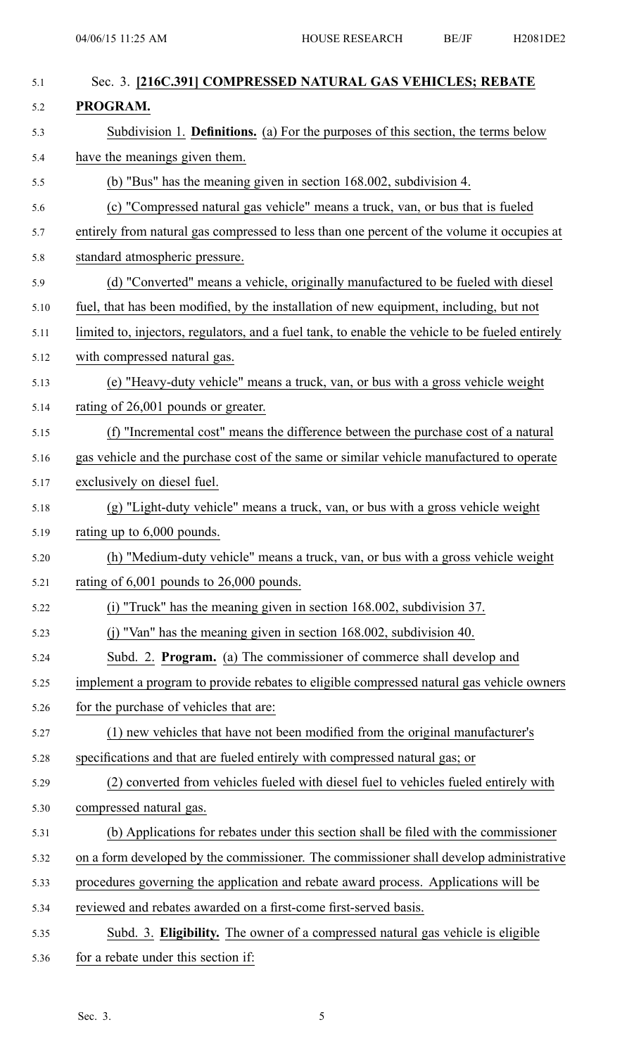Sec. 3. **[216C.391] COMPRESSED NATURAL GAS VEHICLES; REBATE PROGRAM.**

Subdivision 1. **Definitions.** (a) For the purposes of this section, the terms below have the meanings given them.

(b) "Bus" has the meaning given in section 168.002, subdivision 4.

(c) "Compressed natural gas vehicle" means a truck, van, or bus that is fueled entirely from natural gas compressed to less than one percent of the volume it occupies at standard atmospheric pressure.

(d) "Converted" means a vehicle, originally manufactured to be fueled with diesel fuel, that has been modified, by the installation of new equipment, including, but not limited to, injectors, regulators, and a fuel tank, to enable the vehicle to be fueled entirely with compressed natural gas.

(e) "Heavy-duty vehicle" means a truck, van, or bus with a gross vehicle weight rating of 26,001 pounds or greater.

(f) "Incremental cost" means the difference between the purchase cost of a natural gas vehicle and the purchase cost of the same or similar vehicle manufactured to operate exclusively on diesel fuel.

(g) "Light-duty vehicle" means a truck, van, or bus with a gross vehicle weight rating up to 6,000 pounds.

(h) "Medium-duty vehicle" means a truck, van, or bus with a gross vehicle weight rating of 6,001 pounds to 26,000 pounds.

(i) "Truck" has the meaning given in section 168.002, subdivision 37.

(j) "Van" has the meaning given in section 168.002, subdivision 40.

Subd. 2. **Program.** (a) The commissioner of commerce shall develop and implement a program to provide rebates to eligible compressed natural gas vehicle owners for the purchase of vehicles that are:

(1) new vehicles that have not been modified from the original manufacturer's specifications and that are fueled entirely with compressed natural gas; or

(2) converted from vehicles fueled with diesel fuel to vehicles fueled entirely with compressed natural gas.

(b) Applications for rebates under this section shall be filed with the commissioner on a form developed by the commissioner. The commissioner shall develop administrative procedures governing the application and rebate award process. Applications will be reviewed and rebates awarded on a first-come first-served basis.

Subd. 3. **Eligibility.** The owner of a compressed natural gas vehicle is eligible for a rebate under this section if: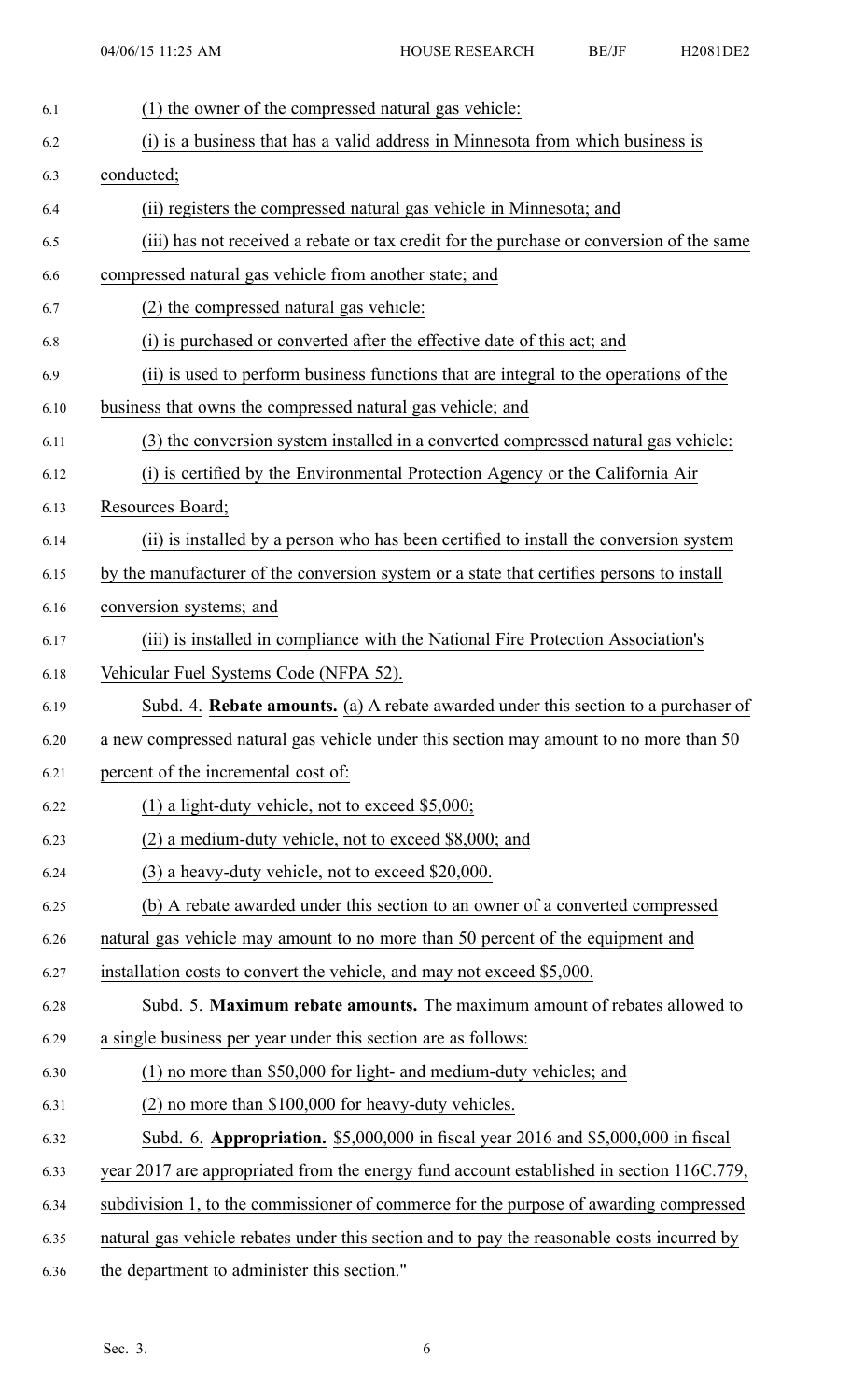(1) the owner of the compressed natural gas vehicle:

(i) is a business that has a valid address in Minnesota from which business is conducted;

(ii) registers the compressed natural gas vehicle in Minnesota; and

(iii) has not received a rebate or tax credit for the purchase or conversion of the same compressed natural gas vehicle from another state; and

(2) the compressed natural gas vehicle:

(i) is purchased or converted after the effective date of this act; and

(ii) is used to perform business functions that are integral to the operations of the business that owns the compressed natural gas vehicle; and

(3) the conversion system installed in a converted compressed natural gas vehicle:

(i) is certified by the Environmental Protection Agency or the California Air Resources Board;

(ii) is installed by a person who has been certified to install the conversion system by the manufacturer of the conversion system or a state that certifies persons to install conversion systems; and

(iii) is installed in compliance with the National Fire Protection Association's Vehicular Fuel Systems Code (NFPA 52).

Subd. 4. **Rebate amounts.** (a) A rebate awarded under this section to a purchaser of a new compressed natural gas vehicle under this section may amount to no more than 50 percent of the incremental cost of:

(1) a light-duty vehicle, not to exceed $5,000;

(2) a medium-duty vehicle, not to exceed $8,000; and

(3) a heavy-duty vehicle, not to exceed $20,000.

(b) A rebate awarded under this section to an owner of a converted compressed natural gas vehicle may amount to no more than 50 percent of the equipment and installation costs to convert the vehicle, and may not exceed $5,000.

Subd. 5. **Maximum rebate amounts.** The maximum amount of rebates allowed to a single business per year under this section are as follows:

(1) no more than $50,000 for light- and medium-duty vehicles; and

(2) no more than $100,000 for heavy-duty vehicles.

Subd. 6. **Appropriation.** $5,000,000 in fiscal year 2016 and $5,000,000 in fiscal year 2017 are appropriated from the energy fund account established in section 116C.779, subdivision 1, to the commissioner of commerce for the purpose of awarding compressed natural gas vehicle rebates under this section and to pay the reasonable costs incurred by the department to administer this section."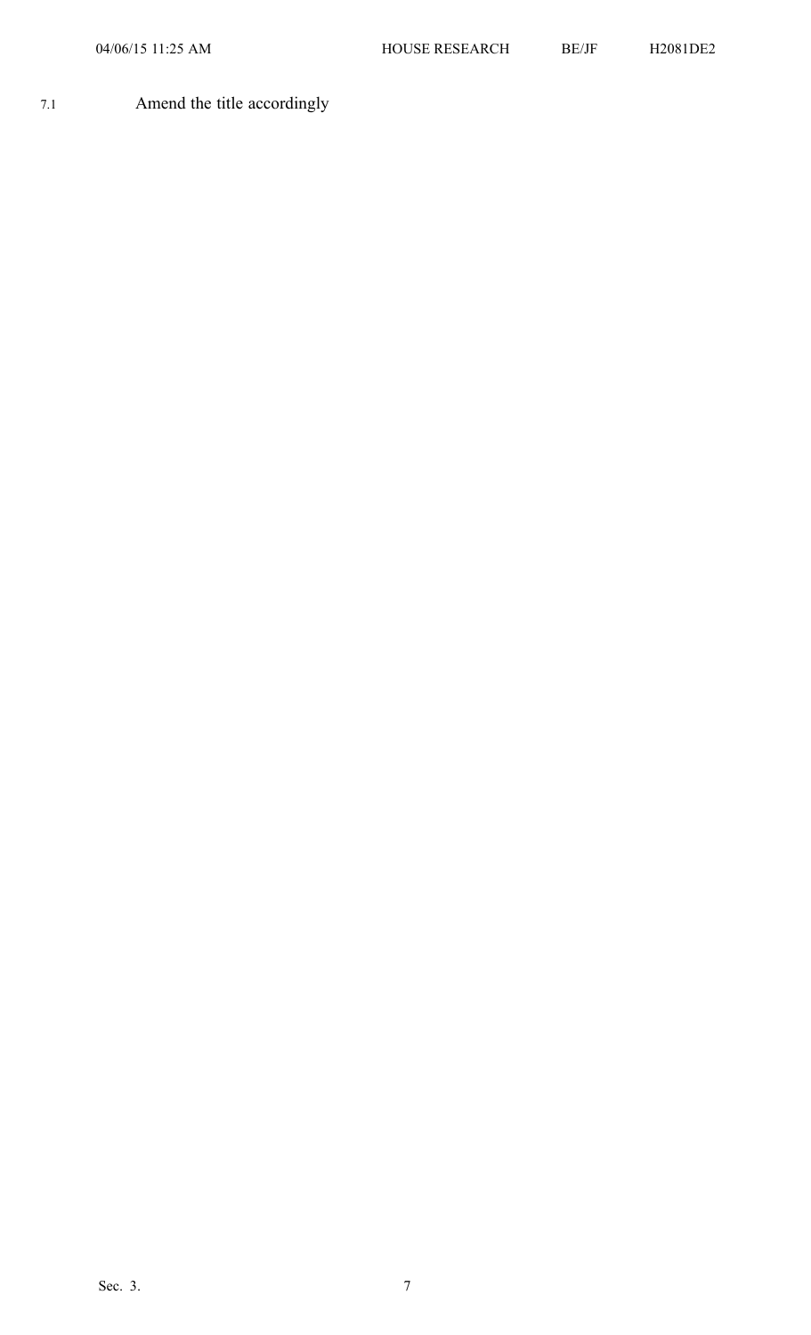Amend the title accordingly